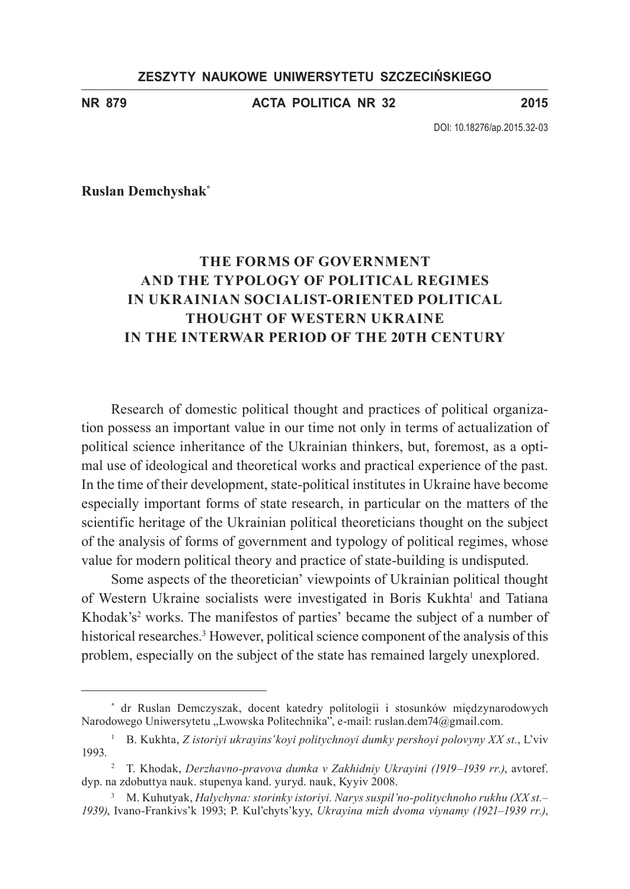ZESZYTY NAUKOWE UNIWERSYTETU SZCZECIŃSKIEGO

NR 879 ACTA POLITICA NR 32 2015

DOI: 10.18276/ap.2015.32-03

**Ruslan Demchyshak***

# THE FORMS OF GOVERNMENT AND THE TYPOLOGY OF POLITICAL REGIMES IN UKRAINIAN SOCIALIST-ORIENTED POLITICAL THOUGHT OF WESTERN UKRAINE IN THE INTERWAR PERIOD OF THE 20TH CENTURY

Research of domestic political thought and practices of political organization possess an important value in our time not only in terms of actualization of political science inheritance of the Ukrainian thinkers, but, foremost, as a optimal use of ideological and theoretical works and practical experience of the past. In the time of their development, state-political institutes in Ukraine have become especially important forms of state research, in particular on the matters of the scientific heritage of the Ukrainian political theoreticians thought on the subject of the analysis of forms of government and typology of political regimes, whose value for modern political theory and practice of state-building is undisputed.

Some aspects of the theoretician' viewpoints of Ukrainian political thought of Western Ukraine socialists were investigated in Boris Kukhta[1] and Tatiana Khodak's[2] works. The manifestos of parties' became the subject of a number of historical researches.[3] However, political science component of the analysis of this problem, especially on the subject of the state has remained largely unexplored.

---

* dr Ruslan Demczyszak, docent katedry politologii i stosunków międzynarodowych Narodowego Uniwersytetu „Lwowska Politechnika", e-mail: ruslan.dem74@gmail.com.

[1] B. Kukhta, *Z istoriyi ukrayins'koyi politychnoyi dumky pershoyi polovyny XX st.*, L'viv 1993.

[2] T. Khodak, *Derzhavno-pravova dumka v Zakhidniy Ukrayini (1919–1939 rr.)*, avtoref. dyp. na zdobuttya nauk. stupenya kand. yuryd. nauk, Kyyiv 2008.

[3] M. Kuhutyak, *Halychyna: storinky istoriyi. Narys suspil'no-politychnoho rukhu (XX st.–1939)*, Ivano-Frankivs'k 1993; P. Kul'chyts'kyy, *Ukrayina mizh dvoma viynamy (1921–1939 rr.)*,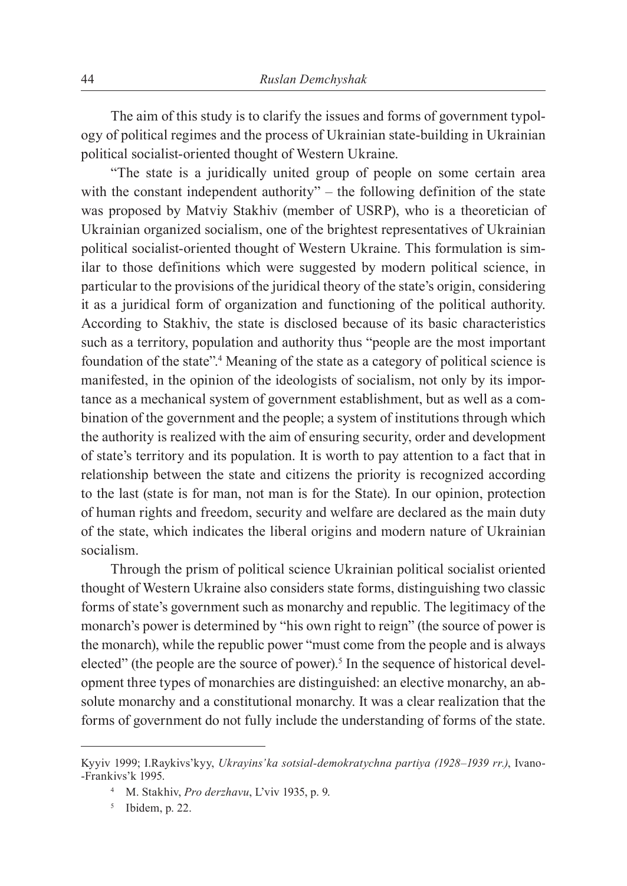The aim of this study is to clarify the issues and forms of government typology of political regimes and the process of Ukrainian state-building in Ukrainian political socialist-oriented thought of Western Ukraine.

"The state is a juridically united group of people on some certain area with the constant independent authority" – the following definition of the state was proposed by Matviy Stakhiv (member of USRP), who is a theoretician of Ukrainian organized socialism, one of the brightest representatives of Ukrainian political socialist-oriented thought of Western Ukraine. This formulation is similar to those definitions which were suggested by modern political science, in particular to the provisions of the juridical theory of the state's origin, considering it as a juridical form of organization and functioning of the political authority. According to Stakhiv, the state is disclosed because of its basic characteristics such as a territory, population and authority thus "people are the most important foundation of the state".[4] Meaning of the state as a category of political science is manifested, in the opinion of the ideologists of socialism, not only by its importance as a mechanical system of government establishment, but as well as a combination of the government and the people; a system of institutions through which the authority is realized with the aim of ensuring security, order and development of state's territory and its population. It is worth to pay attention to a fact that in relationship between the state and citizens the priority is recognized according to the last (state is for man, not man is for the State). In our opinion, protection of human rights and freedom, security and welfare are declared as the main duty of the state, which indicates the liberal origins and modern nature of Ukrainian socialism.

Through the prism of political science Ukrainian political socialist oriented thought of Western Ukraine also considers state forms, distinguishing two classic forms of state's government such as monarchy and republic. The legitimacy of the monarch's power is determined by "his own right to reign" (the source of power is the monarch), while the republic power "must come from the people and is always elected" (the people are the source of power).[5] In the sequence of historical development three types of monarchies are distinguished: an elective monarchy, an absolute monarchy and a constitutional monarchy. It was a clear realization that the forms of government do not fully include the understanding of forms of the state.

---

Kyyiv 1999; I.Raykivs'kyy, *Ukrayins'ka sotsial-demokratychna partiya (1928–1939 rr.)*, Ivano-Frankivs'k 1995.

[4] M. Stakhiv, *Pro derzhavu*, L'viv 1935, p. 9.

[5] Ibidem, p. 22.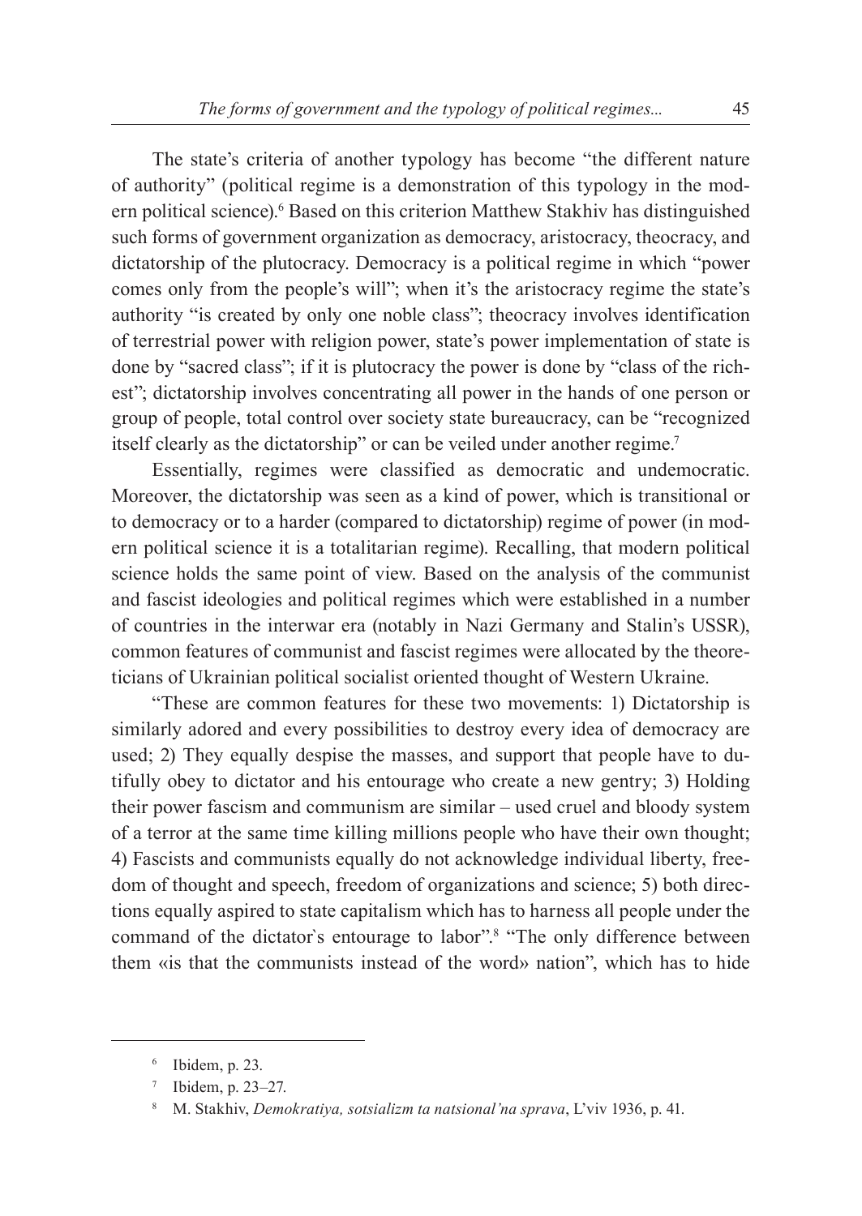The state's criteria of another typology has become "the different nature of authority" (political regime is a demonstration of this typology in the modern political science).[6] Based on this criterion Matthew Stakhiv has distinguished such forms of government organization as democracy, aristocracy, theocracy, and dictatorship of the plutocracy. Democracy is a political regime in which "power comes only from the people's will"; when it's the aristocracy regime the state's authority "is created by only one noble class"; theocracy involves identification of terrestrial power with religion power, state's power implementation of state is done by "sacred class"; if it is plutocracy the power is done by "class of the richest"; dictatorship involves concentrating all power in the hands of one person or group of people, total control over society state bureaucracy, can be "recognized itself clearly as the dictatorship" or can be veiled under another regime.[7]

Essentially, regimes were classified as democratic and undemocratic. Moreover, the dictatorship was seen as a kind of power, which is transitional or to democracy or to a harder (compared to dictatorship) regime of power (in modern political science it is a totalitarian regime). Recalling, that modern political science holds the same point of view. Based on the analysis of the communist and fascist ideologies and political regimes which were established in a number of countries in the interwar era (notably in Nazi Germany and Stalin's USSR), common features of communist and fascist regimes were allocated by the theoreticians of Ukrainian political socialist oriented thought of Western Ukraine.

"These are common features for these two movements: 1) Dictatorship is similarly adored and every possibilities to destroy every idea of democracy are used; 2) They equally despise the masses, and support that people have to dutifully obey to dictator and his entourage who create a new gentry; 3) Holding their power fascism and communism are similar – used cruel and bloody system of a terror at the same time killing millions people who have their own thought; 4) Fascists and communists equally do not acknowledge individual liberty, freedom of thought and speech, freedom of organizations and science; 5) both directions equally aspired to state capitalism which has to harness all people under the command of the dictator`s entourage to labor".[8] "The only difference between them «is that the communists instead of the word» nation", which has to hide

---

[6] Ibidem, p. 23.

[7] Ibidem, p. 23–27.

[8] M. Stakhiv, *Demokratiya, sotsializm ta natsional'na sprava*, L'viv 1936, p. 41.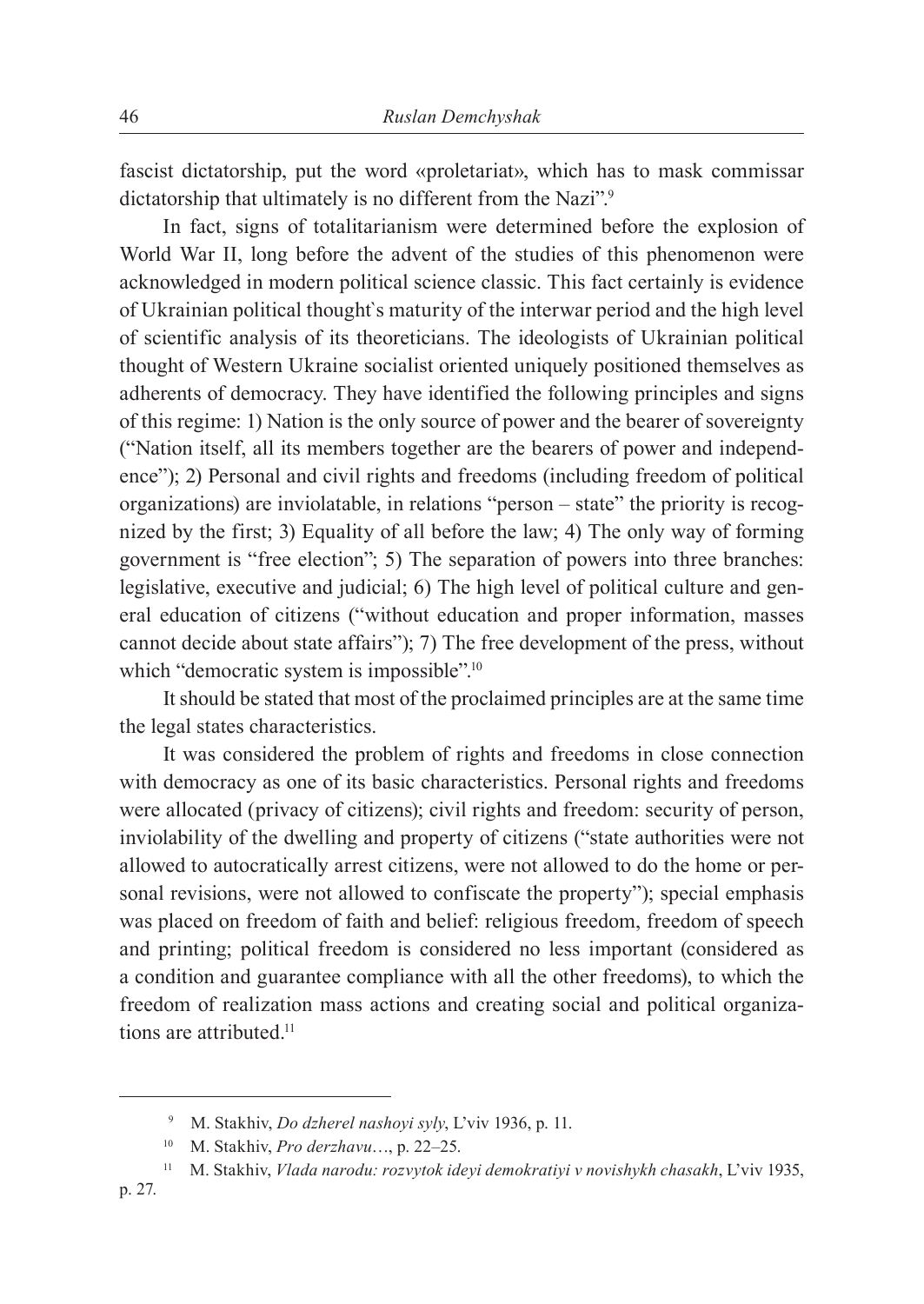fascist dictatorship, put the word «proletariat», which has to mask commissar dictatorship that ultimately is no different from the Nazi".[9]

In fact, signs of totalitarianism were determined before the explosion of World War II, long before the advent of the studies of this phenomenon were acknowledged in modern political science classic. This fact certainly is evidence of Ukrainian political thought`s maturity of the interwar period and the high level of scientific analysis of its theoreticians. The ideologists of Ukrainian political thought of Western Ukraine socialist oriented uniquely positioned themselves as adherents of democracy. They have identified the following principles and signs of this regime: 1) Nation is the only source of power and the bearer of sovereignty ("Nation itself, all its members together are the bearers of power and independence"); 2) Personal and civil rights and freedoms (including freedom of political organizations) are inviolatable, in relations "person – state" the priority is recognized by the first; 3) Equality of all before the law; 4) The only way of forming government is "free election"; 5) The separation of powers into three branches: legislative, executive and judicial; 6) The high level of political culture and general education of citizens ("without education and proper information, masses cannot decide about state affairs"); 7) The free development of the press, without which "democratic system is impossible".[10]

It should be stated that most of the proclaimed principles are at the same time the legal states characteristics.

It was considered the problem of rights and freedoms in close connection with democracy as one of its basic characteristics. Personal rights and freedoms were allocated (privacy of citizens); civil rights and freedom: security of person, inviolability of the dwelling and property of citizens ("state authorities were not allowed to autocratically arrest citizens, were not allowed to do the home or personal revisions, were not allowed to confiscate the property"); special emphasis was placed on freedom of faith and belief: religious freedom, freedom of speech and printing; political freedom is considered no less important (considered as a condition and guarantee compliance with all the other freedoms), to which the freedom of realization mass actions and creating social and political organizations are attributed.[11]

---

[9] M. Stakhiv, *Do dzherel nashoyi syly*, L'viv 1936, p. 11.

[10] M. Stakhiv, *Pro derzhavu*…, p. 22–25.

[11] M. Stakhiv, *Vlada narodu: rozvytok ideyi demokratiyi v novishykh chasakh*, L'viv 1935, p. 27.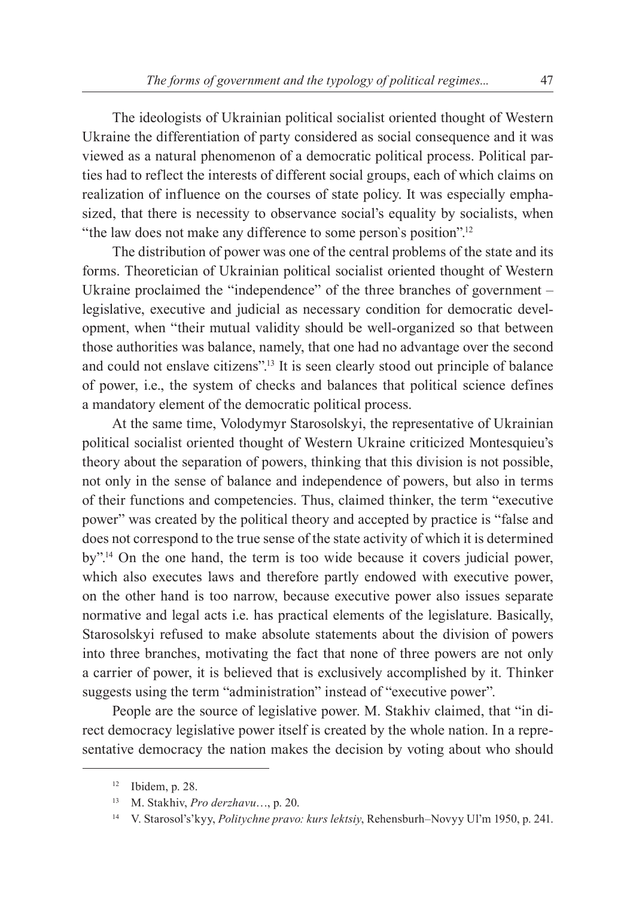The ideologists of Ukrainian political socialist oriented thought of Western Ukraine the differentiation of party considered as social consequence and it was viewed as a natural phenomenon of a democratic political process. Political parties had to reflect the interests of different social groups, each of which claims on realization of influence on the courses of state policy. It was especially emphasized, that there is necessity to observance social's equality by socialists, when "the law does not make any difference to some person`s position".[12]

The distribution of power was one of the central problems of the state and its forms. Theoretician of Ukrainian political socialist oriented thought of Western Ukraine proclaimed the "independence" of the three branches of government – legislative, executive and judicial as necessary condition for democratic development, when "their mutual validity should be well-organized so that between those authorities was balance, namely, that one had no advantage over the second and could not enslave citizens".[13] It is seen clearly stood out principle of balance of power, i.e., the system of checks and balances that political science defines a mandatory element of the democratic political process.

At the same time, Volodymyr Starosolskyi, the representative of Ukrainian political socialist oriented thought of Western Ukraine criticized Montesquieu's theory about the separation of powers, thinking that this division is not possible, not only in the sense of balance and independence of powers, but also in terms of their functions and competencies. Thus, claimed thinker, the term "executive power" was created by the political theory and accepted by practice is "false and does not correspond to the true sense of the state activity of which it is determined by".[14] On the one hand, the term is too wide because it covers judicial power, which also executes laws and therefore partly endowed with executive power, on the other hand is too narrow, because executive power also issues separate normative and legal acts i.e. has practical elements of the legislature. Basically, Starosolskyi refused to make absolute statements about the division of powers into three branches, motivating the fact that none of three powers are not only a carrier of power, it is believed that is exclusively accomplished by it. Thinker suggests using the term "administration" instead of "executive power".

People are the source of legislative power. M. Stakhiv claimed, that "in direct democracy legislative power itself is created by the whole nation. In a representative democracy the nation makes the decision by voting about who should

---

[12] Ibidem, p. 28.

[13] M. Stakhiv, *Pro derzhavu*…, p. 20.

[14] V. Starosol's'kyy, *Politychne pravo: kurs lektsiy*, Rehensburh–Novyy Ul'm 1950, p. 241.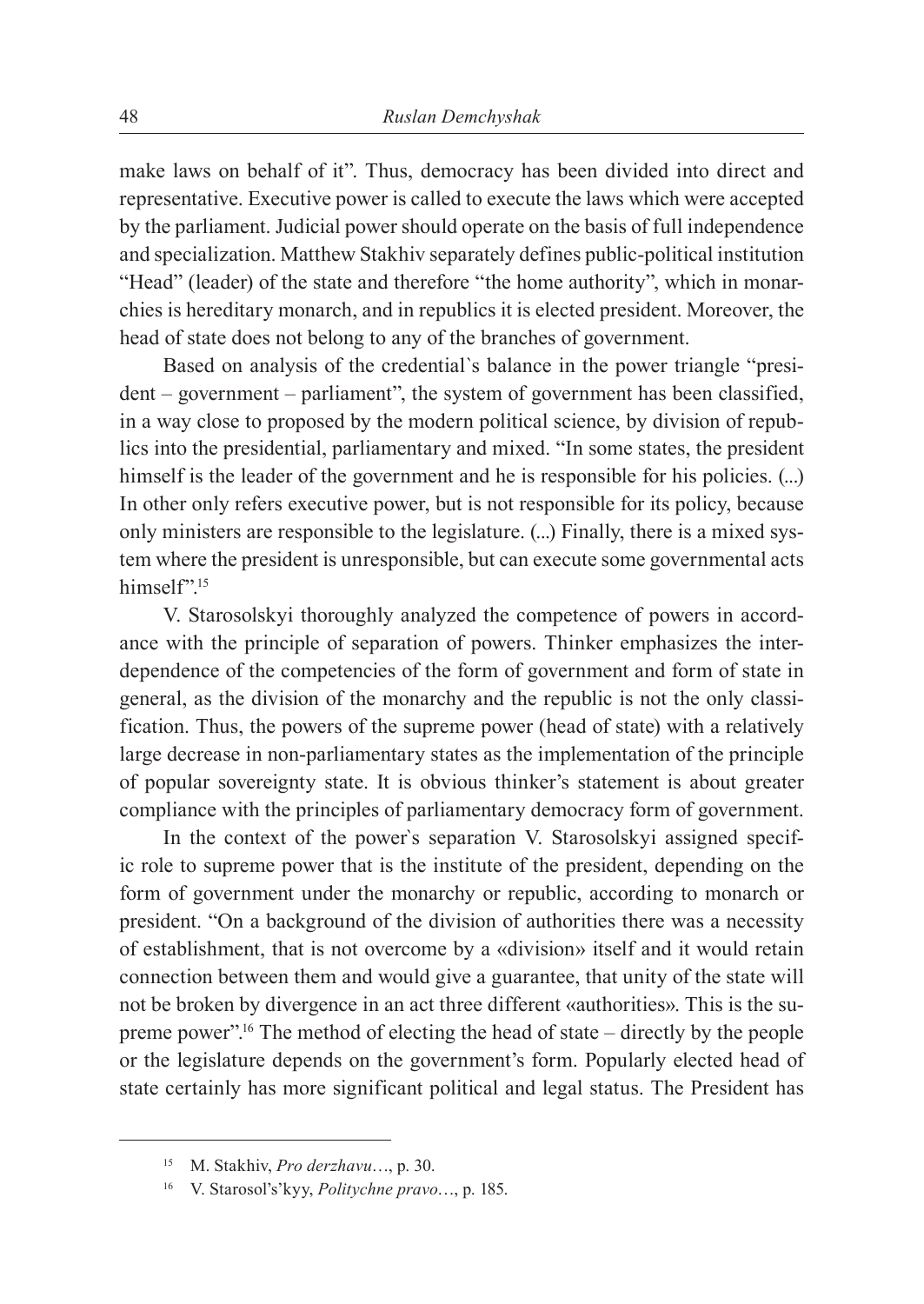make laws on behalf of it". Thus, democracy has been divided into direct and representative. Executive power is called to execute the laws which were accepted by the parliament. Judicial power should operate on the basis of full independence and specialization. Matthew Stakhiv separately defines public-political institution "Head" (leader) of the state and therefore "the home authority", which in monarchies is hereditary monarch, and in republics it is elected president. Moreover, the head of state does not belong to any of the branches of government.

Based on analysis of the credential`s balance in the power triangle "president – government – parliament", the system of government has been classified, in a way close to proposed by the modern political science, by division of republics into the presidential, parliamentary and mixed. "In some states, the president himself is the leader of the government and he is responsible for his policies. (...) In other only refers executive power, but is not responsible for its policy, because only ministers are responsible to the legislature. (...) Finally, there is a mixed system where the president is unresponsible, but can execute some governmental acts himself".[15]

V. Starosolskyi thoroughly analyzed the competence of powers in accordance with the principle of separation of powers. Thinker emphasizes the interdependence of the competencies of the form of government and form of state in general, as the division of the monarchy and the republic is not the only classification. Thus, the powers of the supreme power (head of state) with a relatively large decrease in non-parliamentary states as the implementation of the principle of popular sovereignty state. It is obvious thinker's statement is about greater compliance with the principles of parliamentary democracy form of government.

In the context of the power`s separation V. Starosolskyi assigned specific role to supreme power that is the institute of the president, depending on the form of government under the monarchy or republic, according to monarch or president. "On a background of the division of authorities there was a necessity of establishment, that is not overcome by a «division» itself and it would retain connection between them and would give a guarantee, that unity of the state will not be broken by divergence in an act three different «authorities». This is the supreme power".[16] The method of electing the head of state – directly by the people or the legislature depends on the government's form. Popularly elected head of state certainly has more significant political and legal status. The President has

[15] M. Stakhiv, *Pro derzhavu*…, p. 30.

[16] V. Starosol's'kyy, *Politychne pravo*…, p. 185.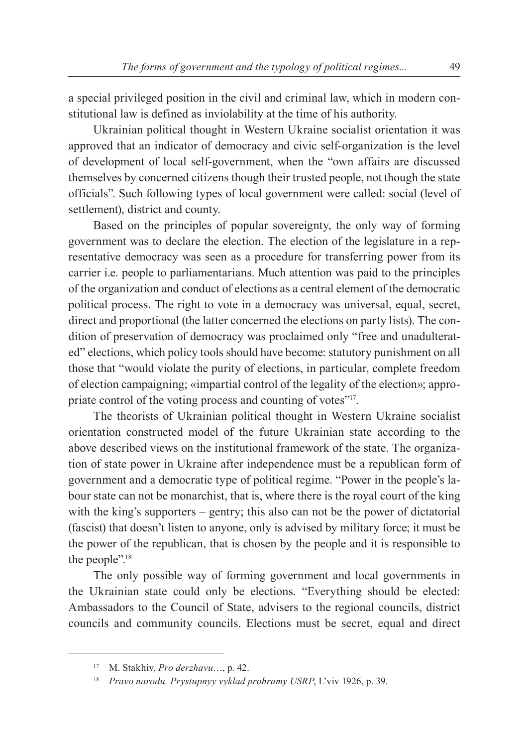a special privileged position in the civil and criminal law, which in modern constitutional law is defined as inviolability at the time of his authority.

Ukrainian political thought in Western Ukraine socialist orientation it was approved that an indicator of democracy and civic self-organization is the level of development of local self-government, when the "own affairs are discussed themselves by concerned citizens though their trusted people, not though the state officials". Such following types of local government were called: social (level of settlement), district and county.

Based on the principles of popular sovereignty, the only way of forming government was to declare the election. The election of the legislature in a representative democracy was seen as a procedure for transferring power from its carrier i.e. people to parliamentarians. Much attention was paid to the principles of the organization and conduct of elections as a central element of the democratic political process. The right to vote in a democracy was universal, equal, secret, direct and proportional (the latter concerned the elections on party lists). The condition of preservation of democracy was proclaimed only "free and unadulterated" elections, which policy tools should have become: statutory punishment on all those that "would violate the purity of elections, in particular, complete freedom of election campaigning; «impartial control of the legality of the election»; appropriate control of the voting process and counting of votes"[17].

The theorists of Ukrainian political thought in Western Ukraine socialist orientation constructed model of the future Ukrainian state according to the above described views on the institutional framework of the state. The organization of state power in Ukraine after independence must be a republican form of government and a democratic type of political regime. "Power in the people's labour state can not be monarchist, that is, where there is the royal court of the king with the king's supporters – gentry; this also can not be the power of dictatorial (fascist) that doesn't listen to anyone, only is advised by military force; it must be the power of the republican, that is chosen by the people and it is responsible to the people".[18]

The only possible way of forming government and local governments in the Ukrainian state could only be elections. "Everything should be elected: Ambassadors to the Council of State, advisers to the regional councils, district councils and community councils. Elections must be secret, equal and direct

---

[17] M. Stakhiv, *Pro derzhavu…*, p. 42.

[18] *Pravo narodu. Prystupnyy vyklad prohramy USRP*, L'viv 1926, p. 39.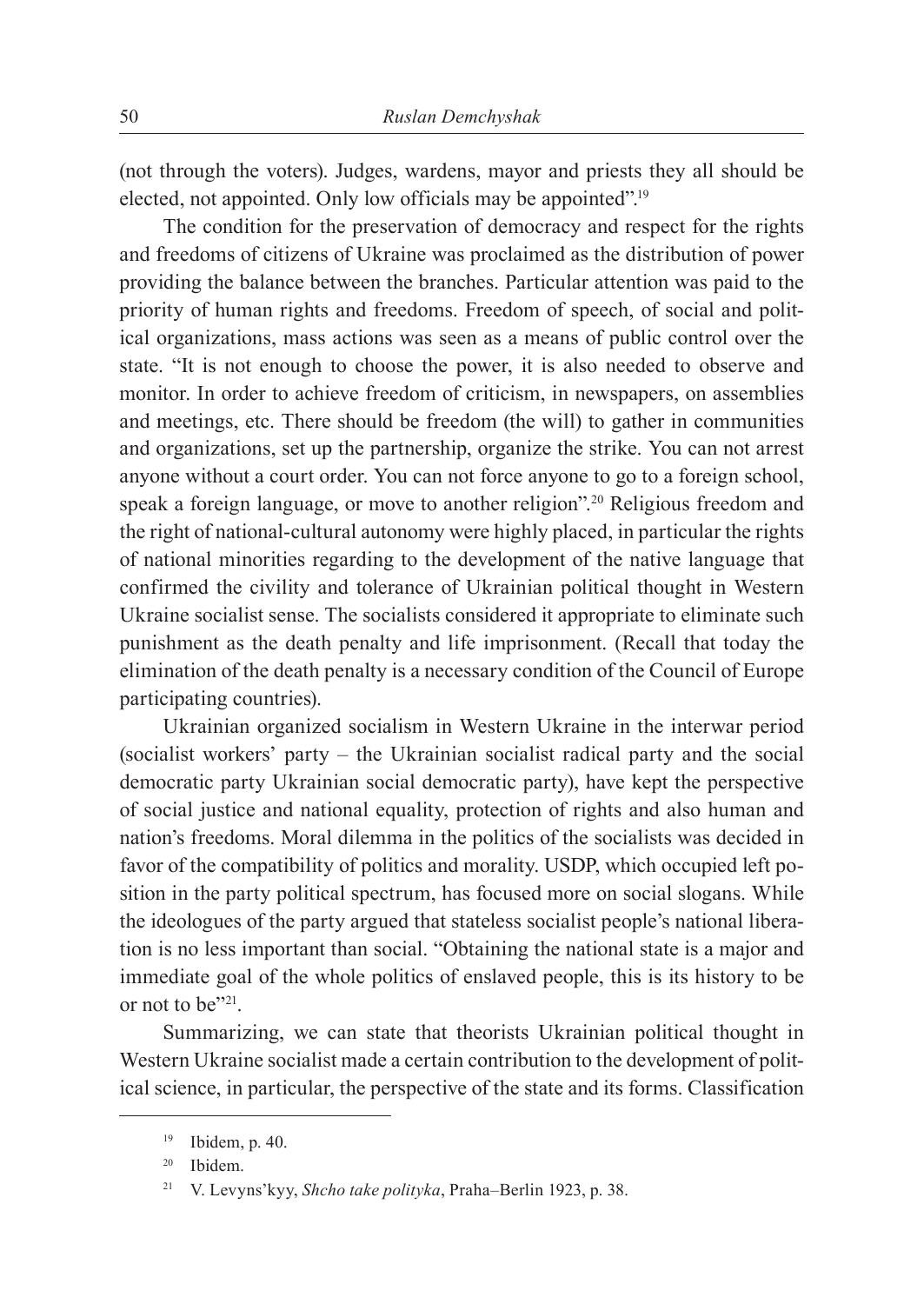(not through the voters). Judges, wardens, mayor and priests they all should be elected, not appointed. Only low officials may be appointed".[19]

The condition for the preservation of democracy and respect for the rights and freedoms of citizens of Ukraine was proclaimed as the distribution of power providing the balance between the branches. Particular attention was paid to the priority of human rights and freedoms. Freedom of speech, of social and political organizations, mass actions was seen as a means of public control over the state. "It is not enough to choose the power, it is also needed to observe and monitor. In order to achieve freedom of criticism, in newspapers, on assemblies and meetings, etc. There should be freedom (the will) to gather in communities and organizations, set up the partnership, organize the strike. You can not arrest anyone without a court order. You can not force anyone to go to a foreign school, speak a foreign language, or move to another religion".[20] Religious freedom and the right of national-cultural autonomy were highly placed, in particular the rights of national minorities regarding to the development of the native language that confirmed the civility and tolerance of Ukrainian political thought in Western Ukraine socialist sense. The socialists considered it appropriate to eliminate such punishment as the death penalty and life imprisonment. (Recall that today the elimination of the death penalty is a necessary condition of the Council of Europe participating countries).

Ukrainian organized socialism in Western Ukraine in the interwar period (socialist workers' party – the Ukrainian socialist radical party and the social democratic party Ukrainian social democratic party), have kept the perspective of social justice and national equality, protection of rights and also human and nation's freedoms. Moral dilemma in the politics of the socialists was decided in favor of the compatibility of politics and morality. USDP, which occupied left position in the party political spectrum, has focused more on social slogans. While the ideologues of the party argued that stateless socialist people's national liberation is no less important than social. "Obtaining the national state is a major and immediate goal of the whole politics of enslaved people, this is its history to be or not to be"[21].

Summarizing, we can state that theorists Ukrainian political thought in Western Ukraine socialist made a certain contribution to the development of political science, in particular, the perspective of the state and its forms. Classification

---

[19] Ibidem, p. 40.

[20] Ibidem.

[21] V. Levyns'kyy, *Shcho take polityka*, Praha–Berlin 1923, p. 38.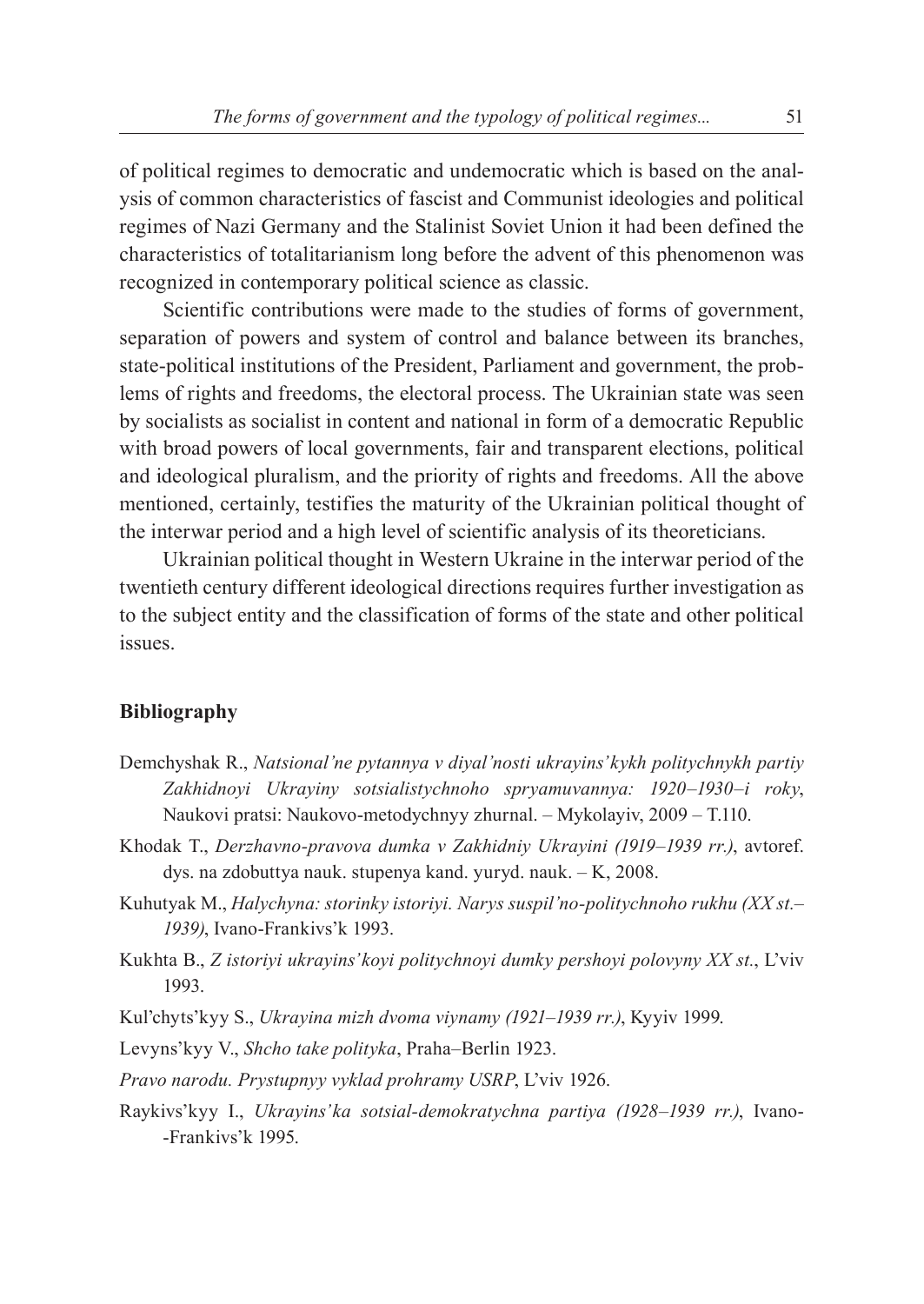of political regimes to democratic and undemocratic which is based on the analysis of common characteristics of fascist and Communist ideologies and political regimes of Nazi Germany and the Stalinist Soviet Union it had been defined the characteristics of totalitarianism long before the advent of this phenomenon was recognized in contemporary political science as classic.

Scientific contributions were made to the studies of forms of government, separation of powers and system of control and balance between its branches, state-political institutions of the President, Parliament and government, the problems of rights and freedoms, the electoral process. The Ukrainian state was seen by socialists as socialist in content and national in form of a democratic Republic with broad powers of local governments, fair and transparent elections, political and ideological pluralism, and the priority of rights and freedoms. All the above mentioned, certainly, testifies the maturity of the Ukrainian political thought of the interwar period and a high level of scientific analysis of its theoreticians.

Ukrainian political thought in Western Ukraine in the interwar period of the twentieth century different ideological directions requires further investigation as to the subject entity and the classification of forms of the state and other political issues.

## Bibliography

Demchyshak R., *Natsional'ne pytannya v diyal'nosti ukrayins'kykh politychnykh partiy Zakhidnoyi Ukrayiny sotsialistychnoho spryamuvannya: 1920–1930–i roky*, Naukovi pratsi: Naukovo-metodychnyy zhurnal. – Mykolayiv, 2009 – T.110.

Khodak T., *Derzhavno-pravova dumka v Zakhidniy Ukrayini (1919–1939 rr.)*, avtoref. dys. na zdobuttya nauk. stupenya kand. yuryd. nauk. – K, 2008.

Kuhutyak M., *Halychyna: storinky istoriyi. Narys suspil'no-politychnoho rukhu (XX st.–1939)*, Ivano-Frankivs'k 1993.

Kukhta B., *Z istoriyi ukrayins'koyi politychnoyi dumky pershoyi polovyny XX st.*, L'viv 1993.

Kul'chyts'kyy S., *Ukrayina mizh dvoma viynamy (1921–1939 rr.)*, Kyyiv 1999.

Levyns'kyy V., *Shcho take polityka*, Praha–Berlin 1923.

*Pravo narodu. Prystupnyy vyklad prohramy USRP*, L'viv 1926.

Raykivs'kyy I., *Ukrayins'ka sotsial-demokratychna partiya (1928–1939 rr.)*, Ivano--Frankivs'k 1995.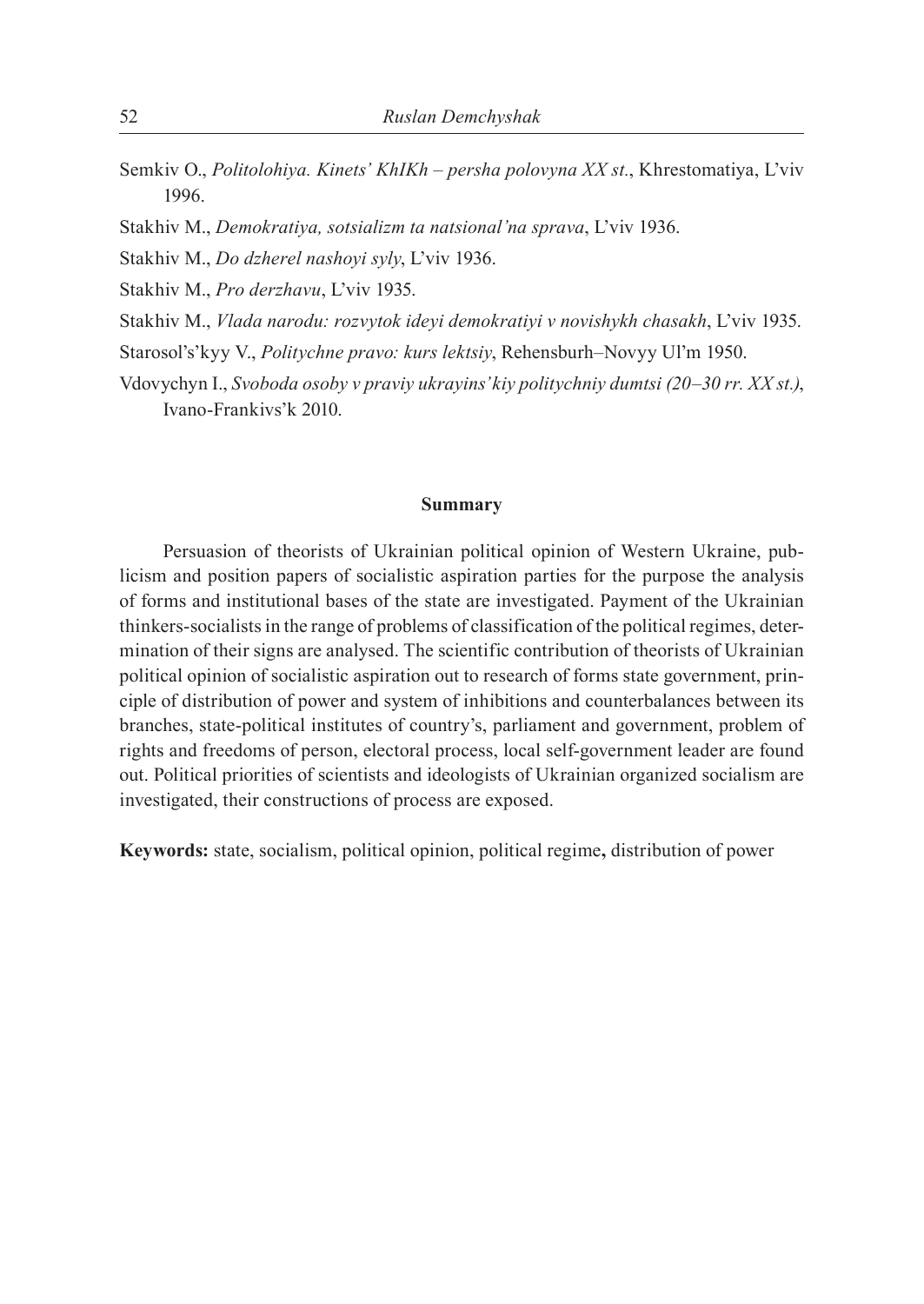Semkiv O., *Politolohiya. Kinets' KhIKh – persha polovyna XX st.*, Khrestomatiya, L'viv 1996.

Stakhiv M., *Demokratiya, sotsializm ta natsional'na sprava*, L'viv 1936.

Stakhiv M., *Do dzherel nashoyi syly*, L'viv 1936.

Stakhiv M., *Pro derzhavu*, L'viv 1935.

Stakhiv M., *Vlada narodu: rozvytok ideyi demokratiyi v novishykh chasakh*, L'viv 1935.

Starosol's'kyy V., *Politychne pravo: kurs lektsiy*, Rehensburh–Novyy Ul'm 1950.

Vdovychyn I., *Svoboda osoby v praviy ukrayins'kiy politychniy dumtsi (20–30 rr. XX st.)*, Ivano-Frankivs'k 2010.

**Summary**

Persuasion of theorists of Ukrainian political opinion of Western Ukraine, publicism and position papers of socialistic aspiration parties for the purpose the analysis of forms and institutional bases of the state are investigated. Payment of the Ukrainian thinkers-socialists in the range of problems of classification of the political regimes, determination of their signs are analysed. The scientific contribution of theorists of Ukrainian political opinion of socialistic aspiration out to research of forms state government, principle of distribution of power and system of inhibitions and counterbalances between its branches, state-political institutes of country's, parliament and government, problem of rights and freedoms of person, electoral process, local self-government leader are found out. Political priorities of scientists and ideologists of Ukrainian organized socialism are investigated, their constructions of process are exposed.

**Keywords:** state, socialism, political opinion, political regime**,** distribution of power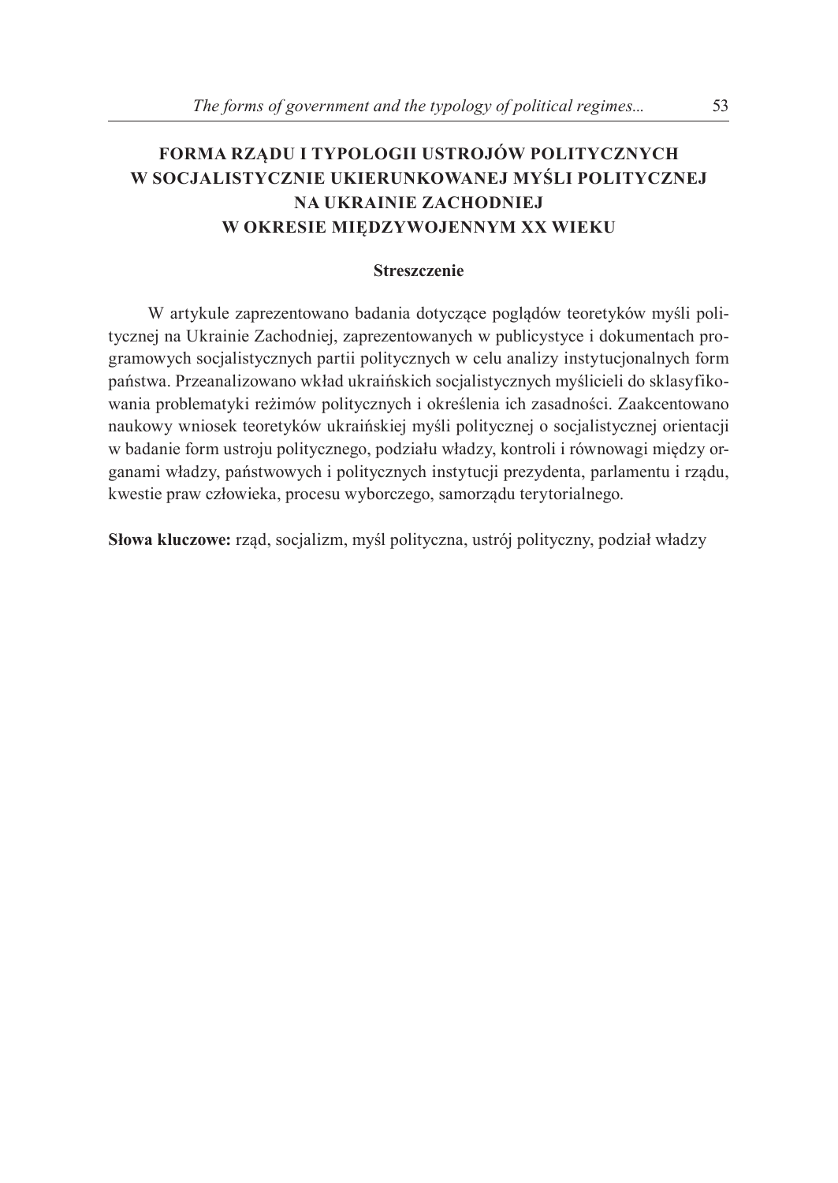# FORMA RZĄDU I TYPOLOGII USTROJÓW POLITYCZNYCH W SOCJALISTYCZNIE UKIERUNKOWANEJ MYŚLI POLITYCZNEJ NA UKRAINIE ZACHODNIEJ W OKRESIE MIĘDZYWOJENNYM XX WIEKU

## Streszczenie

W artykule zaprezentowano badania dotyczące poglądów teoretyków myśli politycznej na Ukrainie Zachodniej, zaprezentowanych w publicystyce i dokumentach programowych socjalistycznych partii politycznych w celu analizy instytucjonalnych form państwa. Przeanalizowano wkład ukraińskich socjalistycznych myślicieli do sklasyfikowania problematyki reżimów politycznych i określenia ich zasadności. Zaakcentowano naukowy wniosek teoretyków ukraińskiej myśli politycznej o socjalistycznej orientacji w badanie form ustroju politycznego, podziału władzy, kontroli i równowagi między organami władzy, państwowych i politycznych instytucji prezydenta, parlamentu i rządu, kwestie praw człowieka, procesu wyborczego, samorządu terytorialnego.

**Słowa kluczowe:** rząd, socjalizm, myśl polityczna, ustrój polityczny, podział władzy